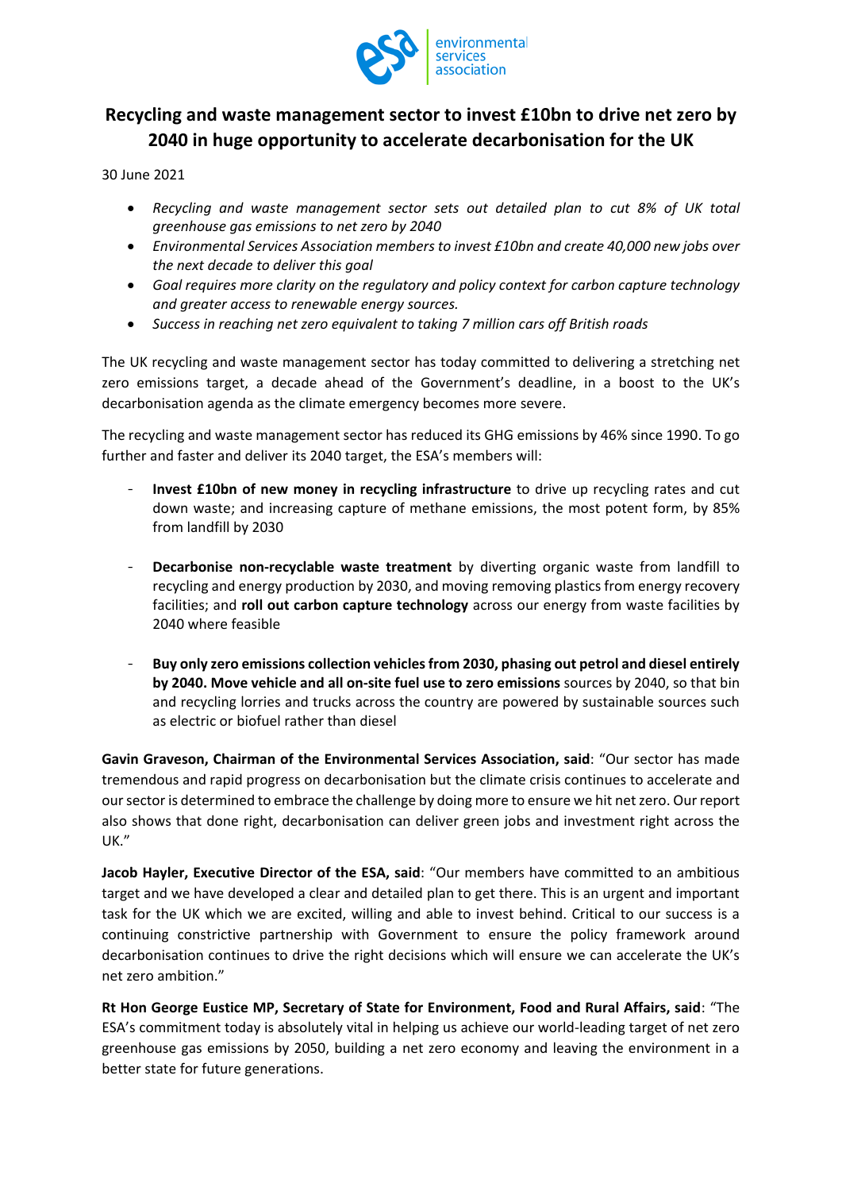environmental services association

# Recycling and waste management sector to invest £10bn to drive net zero by 2040 in huge opportunity to accelerate decarbonisation for the UK

30 June 2021

- *Recycling and waste management sector sets out detailed plan to cut 8% of UK total greenhouse gas emissions to net zero by 2040*
- *Environmental Services Association members to invest £10bn and create 40,000 new jobs over the next decade to deliver this goal*
- *Goal requires more clarity on the regulatory and policy context for carbon capture technology and greater access to renewable energy sources.*
- *Success in reaching net zero equivalent to taking 7 million cars off British roads*

The UK recycling and waste management sector has today committed to delivering a stretching net zero emissions target, a decade ahead of the Government's deadline, in a boost to the UK's decarbonisation agenda as the climate emergency becomes more severe.

The recycling and waste management sector has reduced its GHG emissions by 46% since 1990. To go further and faster and deliver its 2040 target, the ESA's members will:

- **Invest £10bn of new money in recycling infrastructure** to drive up recycling rates and cut down waste; and increasing capture of methane emissions, the most potent form, by 85% from landfill by 2030

- **Decarbonise non-recyclable waste treatment** by diverting organic waste from landfill to recycling and energy production by 2030, and moving removing plastics from energy recovery facilities; and **roll out carbon capture technology** across our energy from waste facilities by 2040 where feasible

- **Buy only zero emissions collection vehicles from 2030, phasing out petrol and diesel entirely by 2040. Move vehicle and all on-site fuel use to zero emissions** sources by 2040, so that bin and recycling lorries and trucks across the country are powered by sustainable sources such as electric or biofuel rather than diesel

**Gavin Graveson, Chairman of the Environmental Services Association, said**: "Our sector has made tremendous and rapid progress on decarbonisation but the climate crisis continues to accelerate and our sector is determined to embrace the challenge by doing more to ensure we hit net zero. Our report also shows that done right, decarbonisation can deliver green jobs and investment right across the UK."

**Jacob Hayler, Executive Director of the ESA, said**: "Our members have committed to an ambitious target and we have developed a clear and detailed plan to get there. This is an urgent and important task for the UK which we are excited, willing and able to invest behind. Critical to our success is a continuing constrictive partnership with Government to ensure the policy framework around decarbonisation continues to drive the right decisions which will ensure we can accelerate the UK's net zero ambition."

**Rt Hon George Eustice MP, Secretary of State for Environment, Food and Rural Affairs, said**: "The ESA's commitment today is absolutely vital in helping us achieve our world-leading target of net zero greenhouse gas emissions by 2050, building a net zero economy and leaving the environment in a better state for future generations.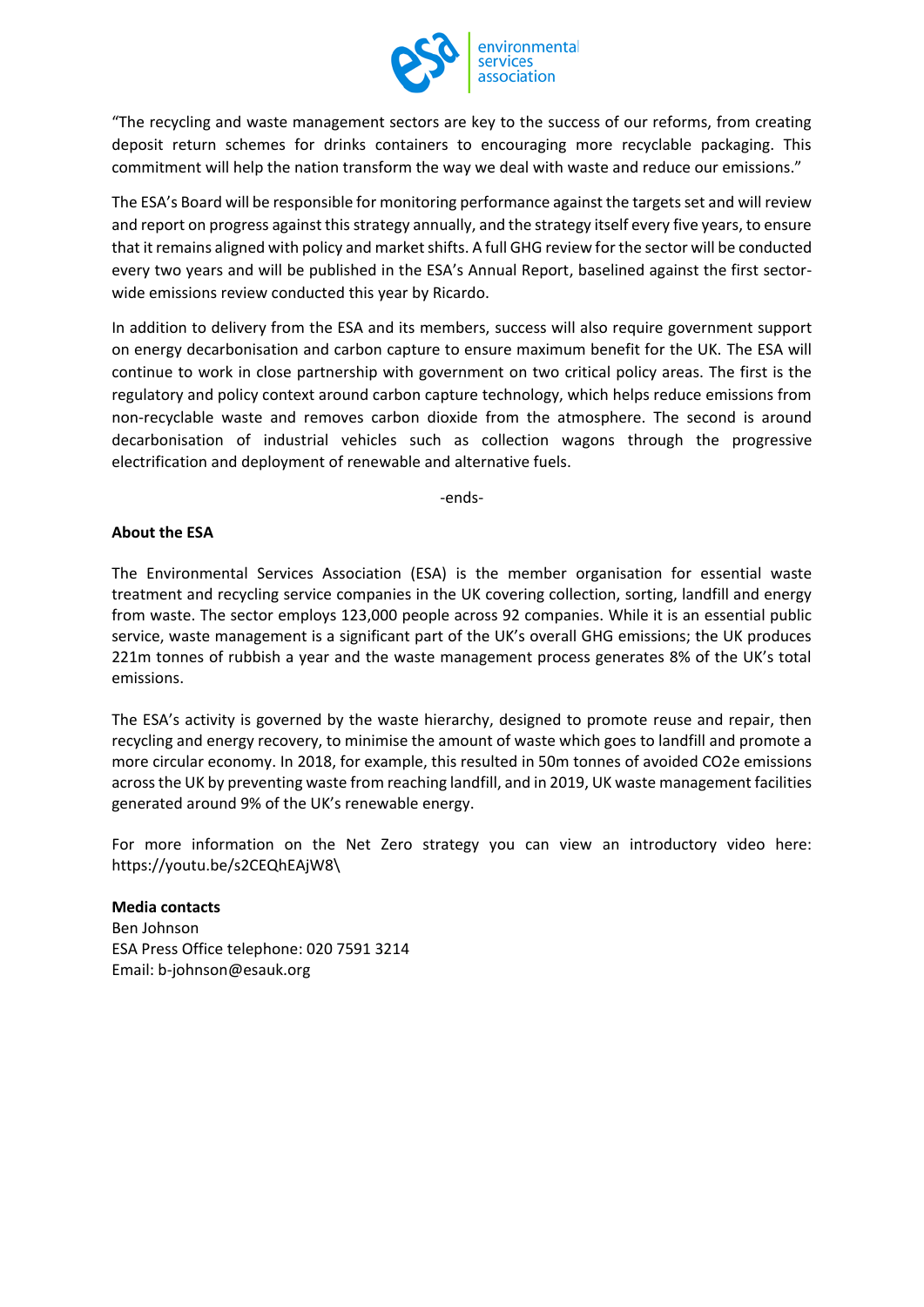"The recycling and waste management sectors are key to the success of our reforms, from creating deposit return schemes for drinks containers to encouraging more recyclable packaging. This commitment will help the nation transform the way we deal with waste and reduce our emissions."

The ESA's Board will be responsible for monitoring performance against the targets set and will review and report on progress against this strategy annually, and the strategy itself every five years, to ensure that it remains aligned with policy and market shifts. A full GHG review for the sector will be conducted every two years and will be published in the ESA's Annual Report, baselined against the first sector-wide emissions review conducted this year by Ricardo.

In addition to delivery from the ESA and its members, success will also require government support on energy decarbonisation and carbon capture to ensure maximum benefit for the UK. The ESA will continue to work in close partnership with government on two critical policy areas. The first is the regulatory and policy context around carbon capture technology, which helps reduce emissions from non-recyclable waste and removes carbon dioxide from the atmosphere. The second is around decarbonisation of industrial vehicles such as collection wagons through the progressive electrification and deployment of renewable and alternative fuels.

-ends-

**About the ESA**

The Environmental Services Association (ESA) is the member organisation for essential waste treatment and recycling service companies in the UK covering collection, sorting, landfill and energy from waste. The sector employs 123,000 people across 92 companies. While it is an essential public service, waste management is a significant part of the UK's overall GHG emissions; the UK produces 221m tonnes of rubbish a year and the waste management process generates 8% of the UK's total emissions.

The ESA's activity is governed by the waste hierarchy, designed to promote reuse and repair, then recycling and energy recovery, to minimise the amount of waste which goes to landfill and promote a more circular economy. In 2018, for example, this resulted in 50m tonnes of avoided $CO_2e$ emissions across the UK by preventing waste from reaching landfill, and in 2019, UK waste management facilities generated around 9% of the UK's renewable energy.

For more information on the Net Zero strategy you can view an introductory video here: https://youtu.be/s2CEQhEAjW8\

**Media contacts**
Ben Johnson
ESA Press Office telephone: 020 7591 3214
Email: b-johnson@esauk.org